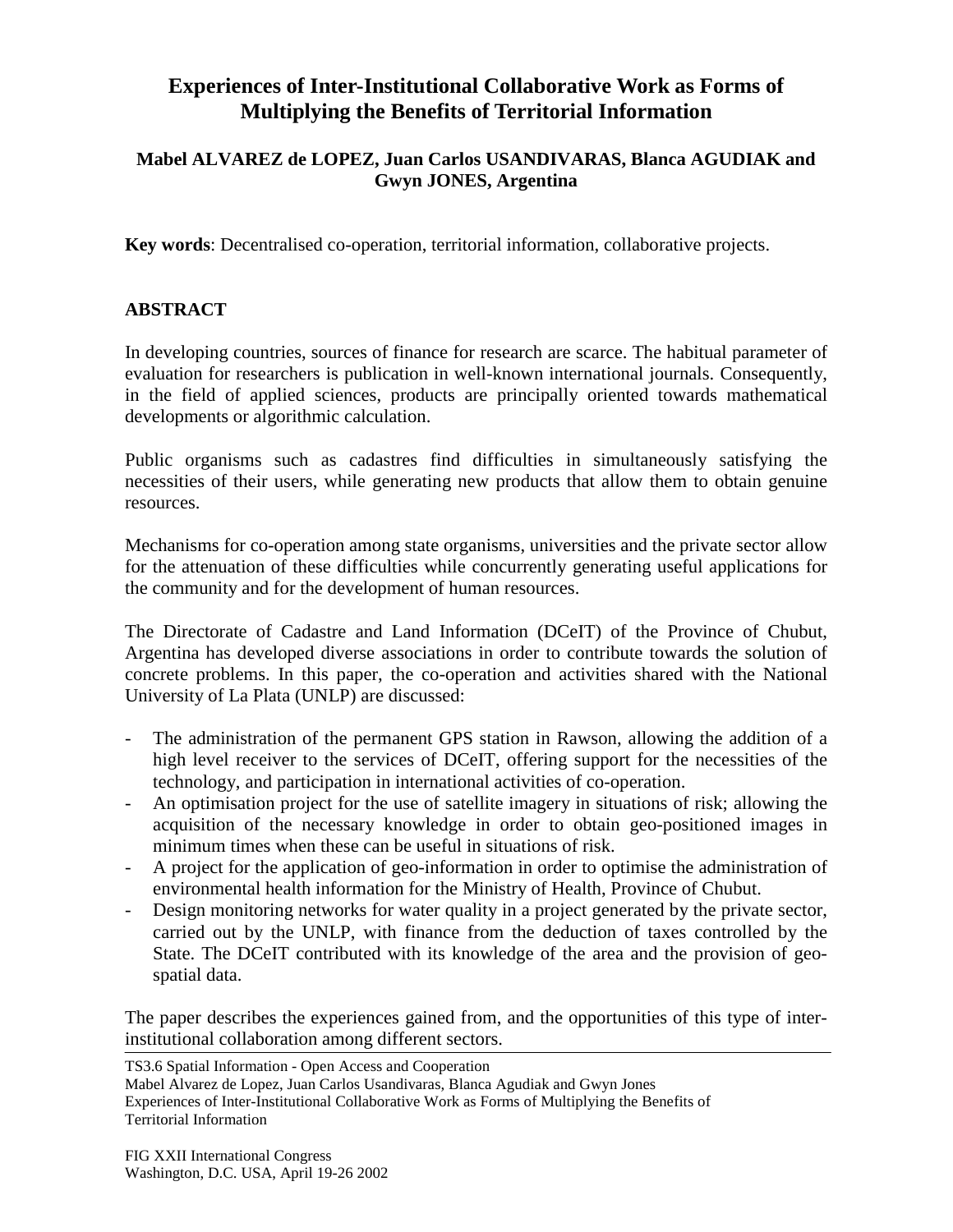# Experiences of Inter-Institutional Collaborative Work as Forms of Multiplying the Benefits of Territorial Information

**Mabel ALVAREZ de LOPEZ, Juan Carlos USANDIVARAS, Blanca AGUDIAK and Gwyn JONES, Argentina**

**Key words**: Decentralised co-operation, territorial information, collaborative projects.

## ABSTRACT

In developing countries, sources of finance for research are scarce. The habitual parameter of evaluation for researchers is publication in well-known international journals. Consequently, in the field of applied sciences, products are principally oriented towards mathematical developments or algorithmic calculation.

Public organisms such as cadastres find difficulties in simultaneously satisfying the necessities of their users, while generating new products that allow them to obtain genuine resources.

Mechanisms for co-operation among state organisms, universities and the private sector allow for the attenuation of these difficulties while concurrently generating useful applications for the community and for the development of human resources.

The Directorate of Cadastre and Land Information (DCeIT) of the Province of Chubut, Argentina has developed diverse associations in order to contribute towards the solution of concrete problems. In this paper, the co-operation and activities shared with the National University of La Plata (UNLP) are discussed:

- The administration of the permanent GPS station in Rawson, allowing the addition of a high level receiver to the services of DCeIT, offering support for the necessities of the technology, and participation in international activities of co-operation.
- An optimisation project for the use of satellite imagery in situations of risk; allowing the acquisition of the necessary knowledge in order to obtain geo-positioned images in minimum times when these can be useful in situations of risk.
- A project for the application of geo-information in order to optimise the administration of environmental health information for the Ministry of Health, Province of Chubut.
- Design monitoring networks for water quality in a project generated by the private sector, carried out by the UNLP, with finance from the deduction of taxes controlled by the State. The DCeIT contributed with its knowledge of the area and the provision of geo-spatial data.

The paper describes the experiences gained from, and the opportunities of this type of inter-institutional collaboration among different sectors.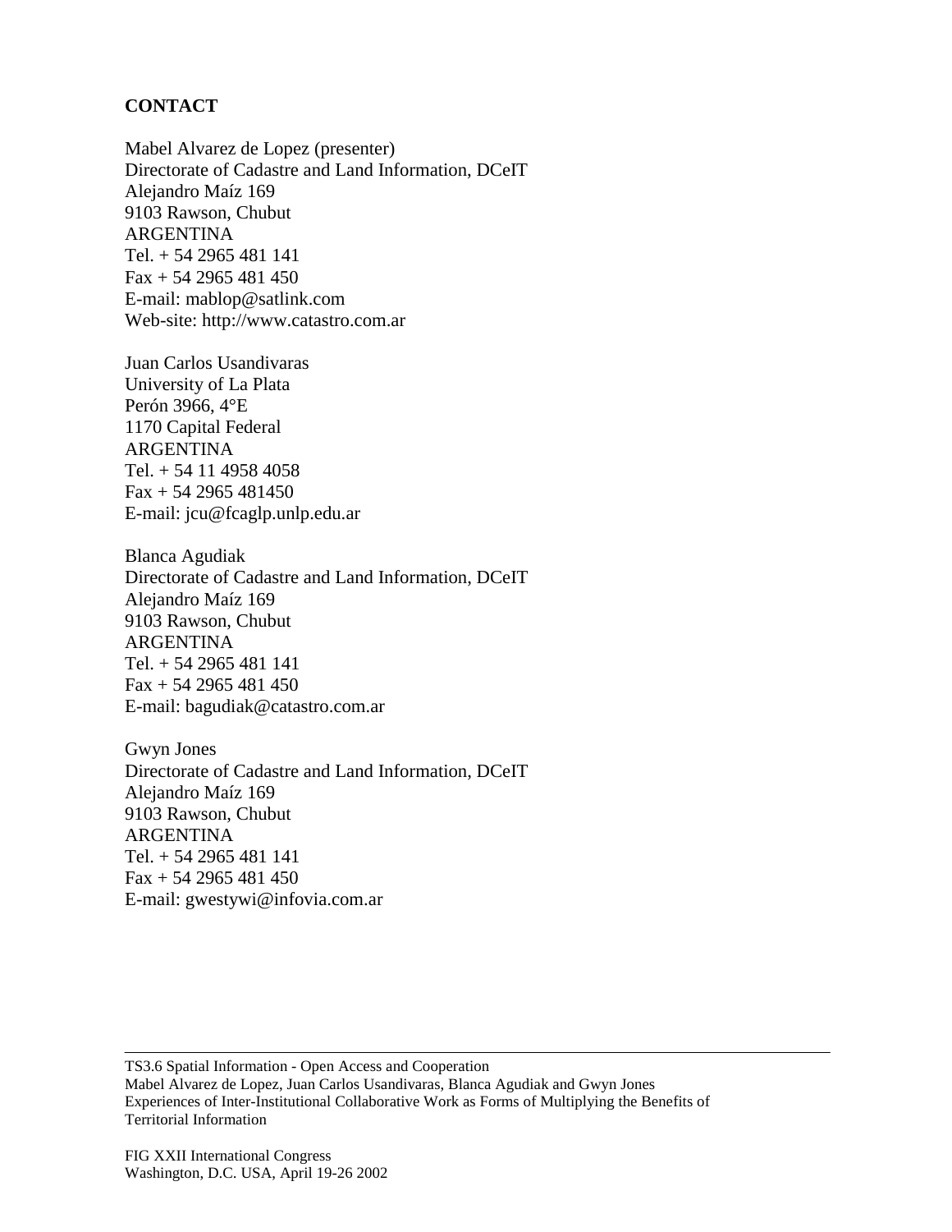**CONTACT**

Mabel Alvarez de Lopez (presenter)
Directorate of Cadastre and Land Information, DCeIT
Alejandro Maíz 169
9103 Rawson, Chubut
ARGENTINA
Tel. + 54 2965 481 141
Fax + 54 2965 481 450
E-mail: mablop@satlink.com
Web-site: http://www.catastro.com.ar

Juan Carlos Usandivaras
University of La Plata
Perón 3966, 4°E
1170 Capital Federal
ARGENTINA
Tel. + 54 11 4958 4058
Fax + 54 2965 481450
E-mail: jcu@fcaglp.unlp.edu.ar

Blanca Agudiak
Directorate of Cadastre and Land Information, DCeIT
Alejandro Maíz 169
9103 Rawson, Chubut
ARGENTINA
Tel. + 54 2965 481 141
Fax + 54 2965 481 450
E-mail: bagudiak@catastro.com.ar

Gwyn Jones
Directorate of Cadastre and Land Information, DCeIT
Alejandro Maíz 169
9103 Rawson, Chubut
ARGENTINA
Tel. + 54 2965 481 141
Fax + 54 2965 481 450
E-mail: gwestywi@infovia.com.ar